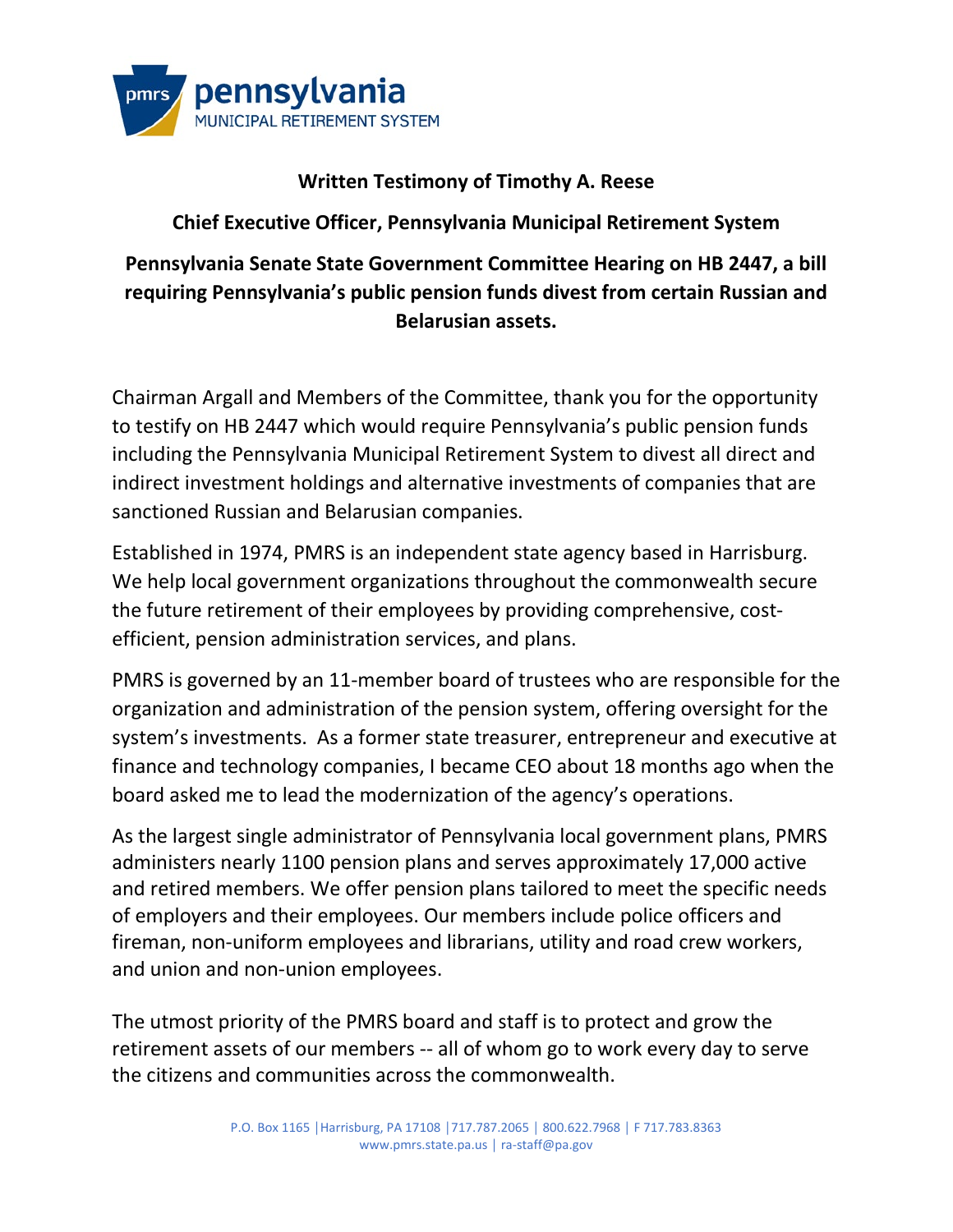**Written Testimony of Timothy A. Reese**

**Chief Executive Officer, Pennsylvania Municipal Retirement System**

**Pennsylvania Senate State Government Committee Hearing on HB 2447, a bill requiring Pennsylvania's public pension funds divest from certain Russian and Belarusian assets.**

Chairman Argall and Members of the Committee, thank you for the opportunity to testify on HB 2447 which would require Pennsylvania's public pension funds including the Pennsylvania Municipal Retirement System to divest all direct and indirect investment holdings and alternative investments of companies that are sanctioned Russian and Belarusian companies.

Established in 1974, PMRS is an independent state agency based in Harrisburg. We help local government organizations throughout the commonwealth secure the future retirement of their employees by providing comprehensive, cost-efficient, pension administration services, and plans.

PMRS is governed by an 11-member board of trustees who are responsible for the organization and administration of the pension system, offering oversight for the system's investments. As a former state treasurer, entrepreneur and executive at finance and technology companies, I became CEO about 18 months ago when the board asked me to lead the modernization of the agency's operations.

As the largest single administrator of Pennsylvania local government plans, PMRS administers nearly 1100 pension plans and serves approximately 17,000 active and retired members. We offer pension plans tailored to meet the specific needs of employers and their employees. Our members include police officers and fireman, non-uniform employees and librarians, utility and road crew workers, and union and non-union employees.

The utmost priority of the PMRS board and staff is to protect and grow the retirement assets of our members -- all of whom go to work every day to serve the citizens and communities across the commonwealth.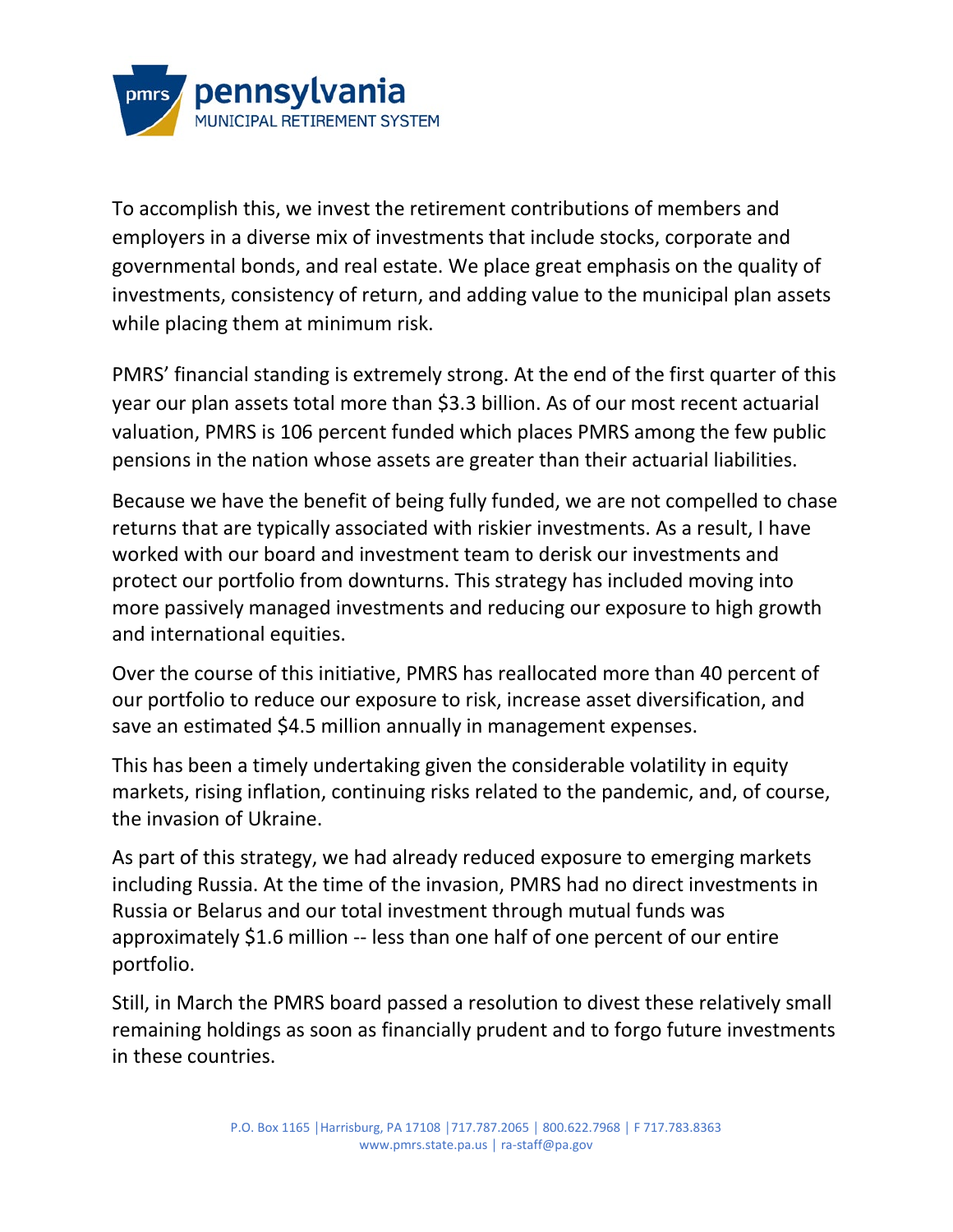To accomplish this, we invest the retirement contributions of members and employers in a diverse mix of investments that include stocks, corporate and governmental bonds, and real estate. We place great emphasis on the quality of investments, consistency of return, and adding value to the municipal plan assets while placing them at minimum risk.

PMRS' financial standing is extremely strong. At the end of the first quarter of this year our plan assets total more than $3.3 billion. As of our most recent actuarial valuation, PMRS is 106 percent funded which places PMRS among the few public pensions in the nation whose assets are greater than their actuarial liabilities.

Because we have the benefit of being fully funded, we are not compelled to chase returns that are typically associated with riskier investments. As a result, I have worked with our board and investment team to derisk our investments and protect our portfolio from downturns. This strategy has included moving into more passively managed investments and reducing our exposure to high growth and international equities.

Over the course of this initiative, PMRS has reallocated more than 40 percent of our portfolio to reduce our exposure to risk, increase asset diversification, and save an estimated $4.5 million annually in management expenses.

This has been a timely undertaking given the considerable volatility in equity markets, rising inflation, continuing risks related to the pandemic, and, of course, the invasion of Ukraine.

As part of this strategy, we had already reduced exposure to emerging markets including Russia. At the time of the invasion, PMRS had no direct investments in Russia or Belarus and our total investment through mutual funds was approximately $1.6 million -- less than one half of one percent of our entire portfolio.

Still, in March the PMRS board passed a resolution to divest these relatively small remaining holdings as soon as financially prudent and to forgo future investments in these countries.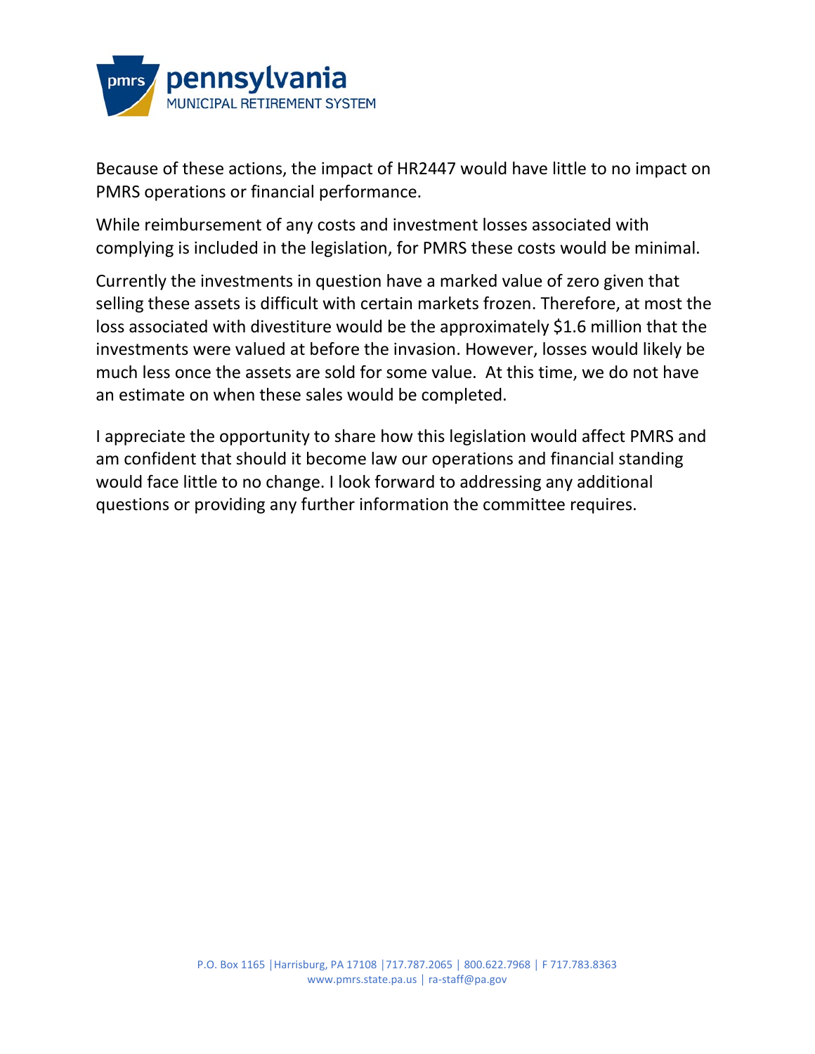Because of these actions, the impact of HR2447 would have little to no impact on PMRS operations or financial performance.

While reimbursement of any costs and investment losses associated with complying is included in the legislation, for PMRS these costs would be minimal.

Currently the investments in question have a marked value of zero given that selling these assets is difficult with certain markets frozen. Therefore, at most the loss associated with divestiture would be the approximately $1.6 million that the investments were valued at before the invasion. However, losses would likely be much less once the assets are sold for some value. At this time, we do not have an estimate on when these sales would be completed.

I appreciate the opportunity to share how this legislation would affect PMRS and am confident that should it become law our operations and financial standing would face little to no change. I look forward to addressing any additional questions or providing any further information the committee requires.